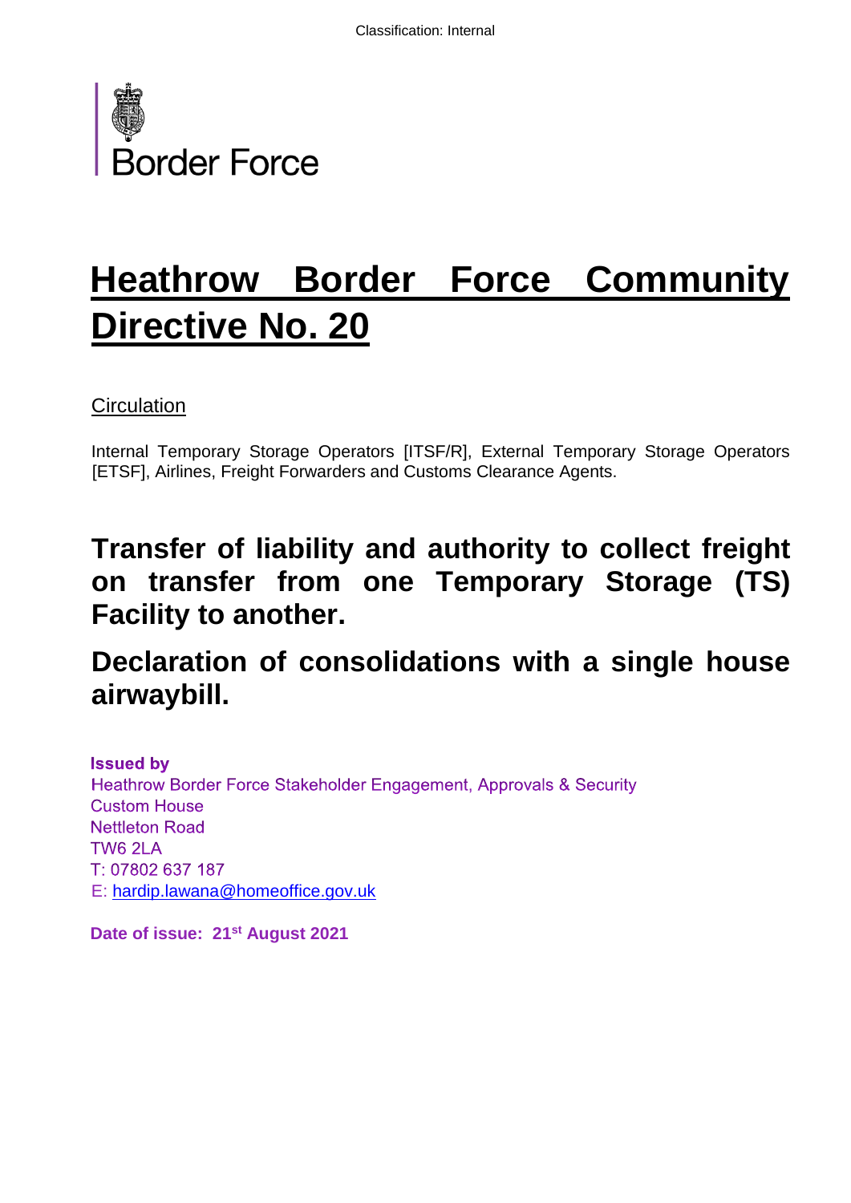Border Force

# Heathrow Border Force Community Directive No. 20

Circulation

Internal Temporary Storage Operators [ITSF/R], External Temporary Storage Operators [ETSF], Airlines, Freight Forwarders and Customs Clearance Agents.

## Transfer of liability and authority to collect freight on transfer from one Temporary Storage (TS) Facility to another.

## Declaration of consolidations with a single house airwaybill.

**Issued by**
Heathrow Border Force Stakeholder Engagement, Approvals & Security
Custom House
Nettleton Road
TW6 2LA
T: 07802 637 187
E: hardip.lawana@homeoffice.gov.uk

**Date of issue: 21st August 2021**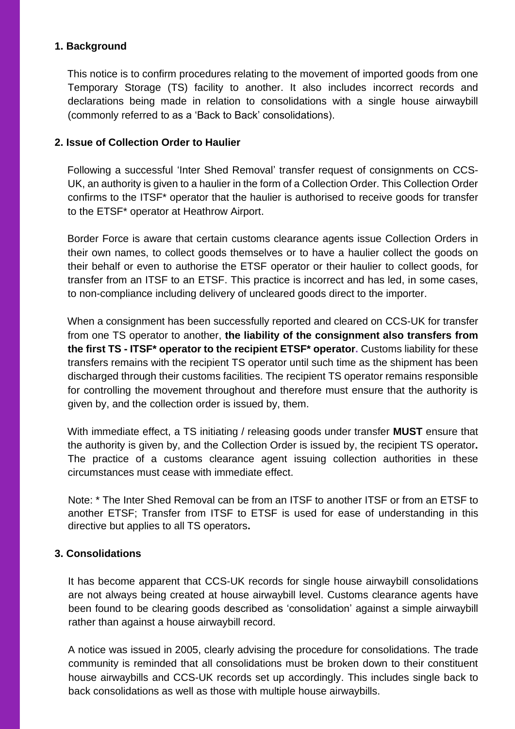## 1. Background

This notice is to confirm procedures relating to the movement of imported goods from one Temporary Storage (TS) facility to another. It also includes incorrect records and declarations being made in relation to consolidations with a single house airwaybill (commonly referred to as a 'Back to Back' consolidations).

## 2. Issue of Collection Order to Haulier

Following a successful 'Inter Shed Removal' transfer request of consignments on CCS-UK, an authority is given to a haulier in the form of a Collection Order. This Collection Order confirms to the ITSF* operator that the haulier is authorised to receive goods for transfer to the ETSF* operator at Heathrow Airport.

Border Force is aware that certain customs clearance agents issue Collection Orders in their own names, to collect goods themselves or to have a haulier collect the goods on their behalf or even to authorise the ETSF operator or their haulier to collect goods, for transfer from an ITSF to an ETSF. This practice is incorrect and has led, in some cases, to non-compliance including delivery of uncleared goods direct to the importer.

When a consignment has been successfully reported and cleared on CCS-UK for transfer from one TS operator to another, **the liability of the consignment also transfers from the first TS - ITSF* operator to the recipient ETSF* operator.** Customs liability for these transfers remains with the recipient TS operator until such time as the shipment has been discharged through their customs facilities. The recipient TS operator remains responsible for controlling the movement throughout and therefore must ensure that the authority is given by, and the collection order is issued by, them.

With immediate effect, a TS initiating / releasing goods under transfer **MUST** ensure that the authority is given by, and the Collection Order is issued by, the recipient TS operator**.** The practice of a customs clearance agent issuing collection authorities in these circumstances must cease with immediate effect.

Note: * The Inter Shed Removal can be from an ITSF to another ITSF or from an ETSF to another ETSF; Transfer from ITSF to ETSF is used for ease of understanding in this directive but applies to all TS operators**.**

## 3. Consolidations

It has become apparent that CCS-UK records for single house airwaybill consolidations are not always being created at house airwaybill level. Customs clearance agents have been found to be clearing goods described as 'consolidation' against a simple airwaybill rather than against a house airwaybill record.

A notice was issued in 2005, clearly advising the procedure for consolidations. The trade community is reminded that all consolidations must be broken down to their constituent house airwaybills and CCS-UK records set up accordingly. This includes single back to back consolidations as well as those with multiple house airwaybills.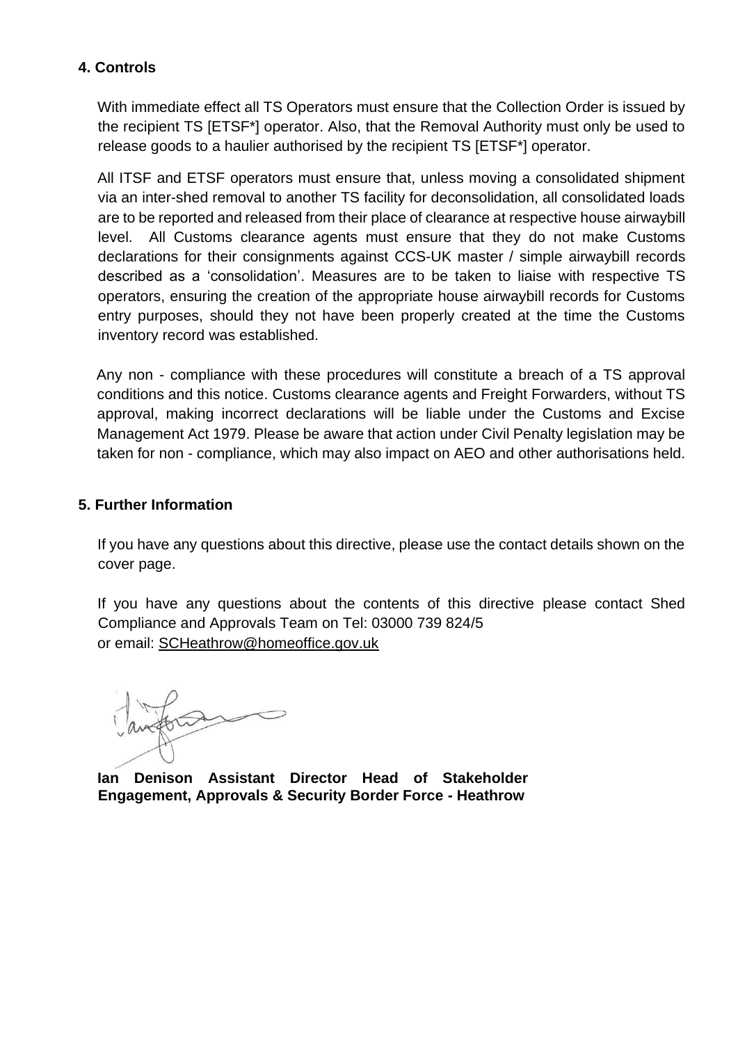## 4. Controls

With immediate effect all TS Operators must ensure that the Collection Order is issued by the recipient TS [ETSF*] operator. Also, that the Removal Authority must only be used to release goods to a haulier authorised by the recipient TS [ETSF*] operator.

All ITSF and ETSF operators must ensure that, unless moving a consolidated shipment via an inter-shed removal to another TS facility for deconsolidation, all consolidated loads are to be reported and released from their place of clearance at respective house airwaybill level. All Customs clearance agents must ensure that they do not make Customs declarations for their consignments against CCS-UK master / simple airwaybill records described as a 'consolidation'. Measures are to be taken to liaise with respective TS operators, ensuring the creation of the appropriate house airwaybill records for Customs entry purposes, should they not have been properly created at the time the Customs inventory record was established.

Any non - compliance with these procedures will constitute a breach of a TS approval conditions and this notice. Customs clearance agents and Freight Forwarders, without TS approval, making incorrect declarations will be liable under the Customs and Excise Management Act 1979. Please be aware that action under Civil Penalty legislation may be taken for non - compliance, which may also impact on AEO and other authorisations held.

## 5. Further Information

If you have any questions about this directive, please use the contact details shown on the cover page.

If you have any questions about the contents of this directive please contact Shed Compliance and Approvals Team on Tel: 03000 739 824/5
or email: SCHeathrow@homeoffice.gov.uk

**Ian Denison Assistant Director Head of Stakeholder Engagement, Approvals & Security Border Force - Heathrow**